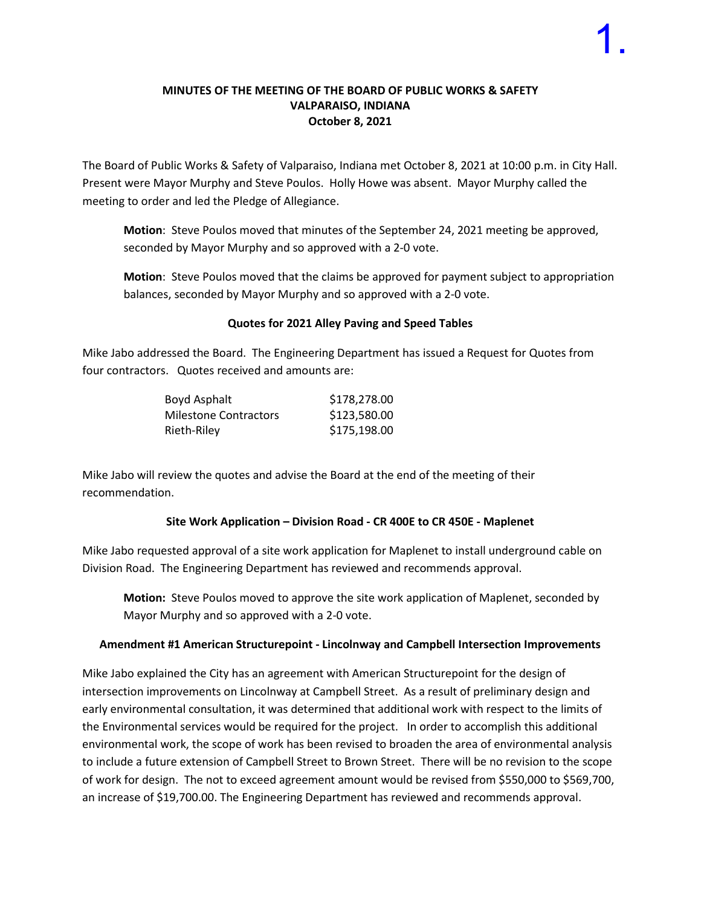# MINUTES OF THE MEETING OF THE BOARD OF PUBLIC WORKS & SAFETY
## VALPARAISO, INDIANA
## October 8, 2021

The Board of Public Works & Safety of Valparaiso, Indiana met October 8, 2021 at 10:00 p.m. in City Hall. Present were Mayor Murphy and Steve Poulos. Holly Howe was absent. Mayor Murphy called the meeting to order and led the Pledge of Allegiance.

**Motion**: Steve Poulos moved that minutes of the September 24, 2021 meeting be approved, seconded by Mayor Murphy and so approved with a 2-0 vote.

**Motion**: Steve Poulos moved that the claims be approved for payment subject to appropriation balances, seconded by Mayor Murphy and so approved with a 2-0 vote.

### Quotes for 2021 Alley Paving and Speed Tables

Mike Jabo addressed the Board. The Engineering Department has issued a Request for Quotes from four contractors. Quotes received and amounts are:

| Contractor | Amount |
|---|---|
| Boyd Asphalt | $178,278.00 |
| Milestone Contractors | $123,580.00 |
| Rieth-Riley | $175,198.00 |

Mike Jabo will review the quotes and advise the Board at the end of the meeting of their recommendation.

### Site Work Application – Division Road - CR 400E to CR 450E - Maplenet

Mike Jabo requested approval of a site work application for Maplenet to install underground cable on Division Road. The Engineering Department has reviewed and recommends approval.

**Motion:** Steve Poulos moved to approve the site work application of Maplenet, seconded by Mayor Murphy and so approved with a 2-0 vote.

### Amendment #1 American Structurepoint - Lincolnway and Campbell Intersection Improvements

Mike Jabo explained the City has an agreement with American Structurepoint for the design of intersection improvements on Lincolnway at Campbell Street. As a result of preliminary design and early environmental consultation, it was determined that additional work with respect to the limits of the Environmental services would be required for the project. In order to accomplish this additional environmental work, the scope of work has been revised to broaden the area of environmental analysis to include a future extension of Campbell Street to Brown Street. There will be no revision to the scope of work for design. The not to exceed agreement amount would be revised from $550,000 to $569,700, an increase of $19,700.00. The Engineering Department has reviewed and recommends approval.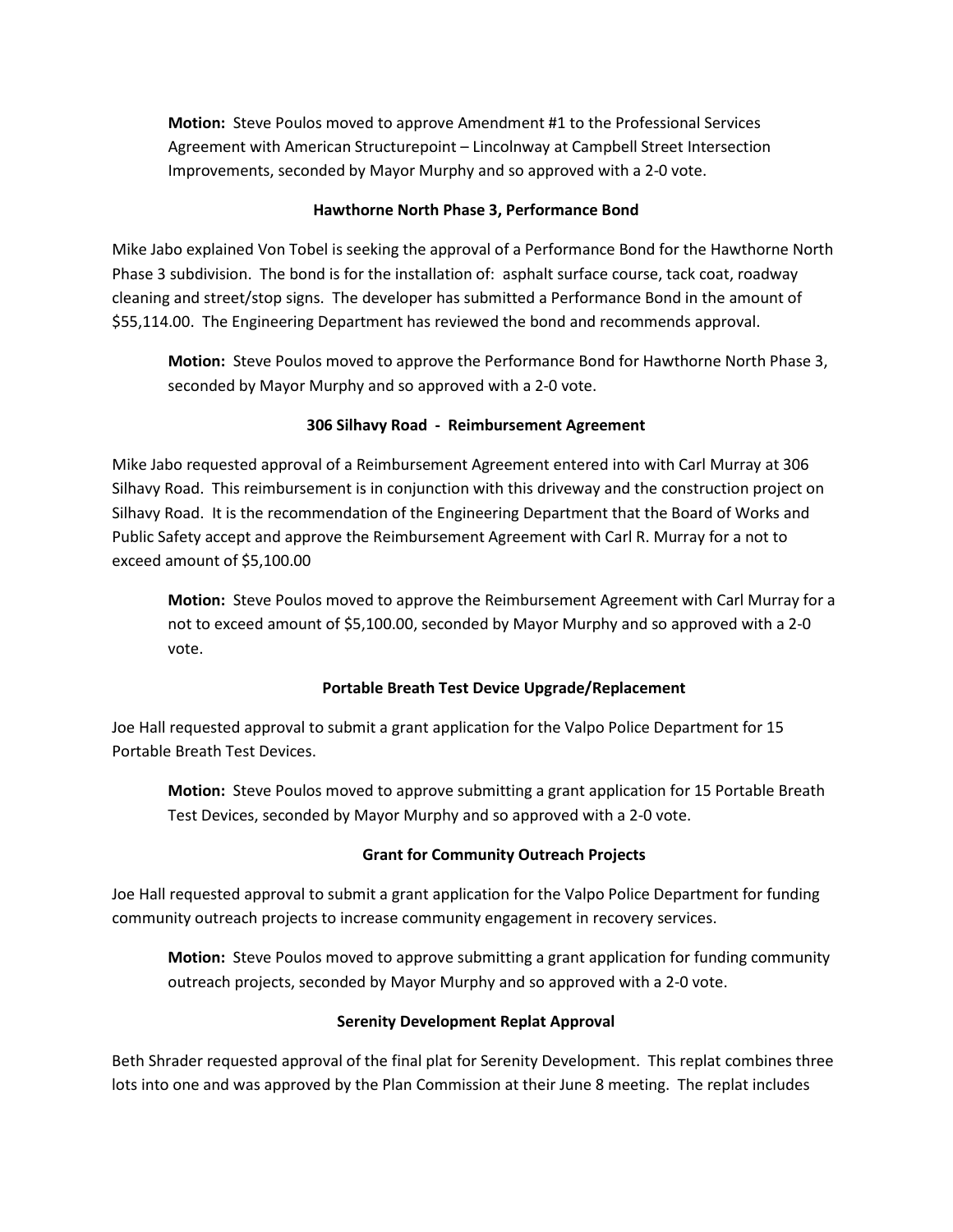**Motion:** Steve Poulos moved to approve Amendment #1 to the Professional Services Agreement with American Structurepoint – Lincolnway at Campbell Street Intersection Improvements, seconded by Mayor Murphy and so approved with a 2-0 vote.

**Hawthorne North Phase 3, Performance Bond**

Mike Jabo explained Von Tobel is seeking the approval of a Performance Bond for the Hawthorne North Phase 3 subdivision. The bond is for the installation of: asphalt surface course, tack coat, roadway cleaning and street/stop signs. The developer has submitted a Performance Bond in the amount of $55,114.00. The Engineering Department has reviewed the bond and recommends approval.

**Motion:** Steve Poulos moved to approve the Performance Bond for Hawthorne North Phase 3, seconded by Mayor Murphy and so approved with a 2-0 vote.

**306 Silhavy Road - Reimbursement Agreement**

Mike Jabo requested approval of a Reimbursement Agreement entered into with Carl Murray at 306 Silhavy Road. This reimbursement is in conjunction with this driveway and the construction project on Silhavy Road. It is the recommendation of the Engineering Department that the Board of Works and Public Safety accept and approve the Reimbursement Agreement with Carl R. Murray for a not to exceed amount of $5,100.00

**Motion:** Steve Poulos moved to approve the Reimbursement Agreement with Carl Murray for a not to exceed amount of $5,100.00, seconded by Mayor Murphy and so approved with a 2-0 vote.

**Portable Breath Test Device Upgrade/Replacement**

Joe Hall requested approval to submit a grant application for the Valpo Police Department for 15 Portable Breath Test Devices.

**Motion:** Steve Poulos moved to approve submitting a grant application for 15 Portable Breath Test Devices, seconded by Mayor Murphy and so approved with a 2-0 vote.

**Grant for Community Outreach Projects**

Joe Hall requested approval to submit a grant application for the Valpo Police Department for funding community outreach projects to increase community engagement in recovery services.

**Motion:** Steve Poulos moved to approve submitting a grant application for funding community outreach projects, seconded by Mayor Murphy and so approved with a 2-0 vote.

**Serenity Development Replat Approval**

Beth Shrader requested approval of the final plat for Serenity Development. This replat combines three lots into one and was approved by the Plan Commission at their June 8 meeting. The replat includes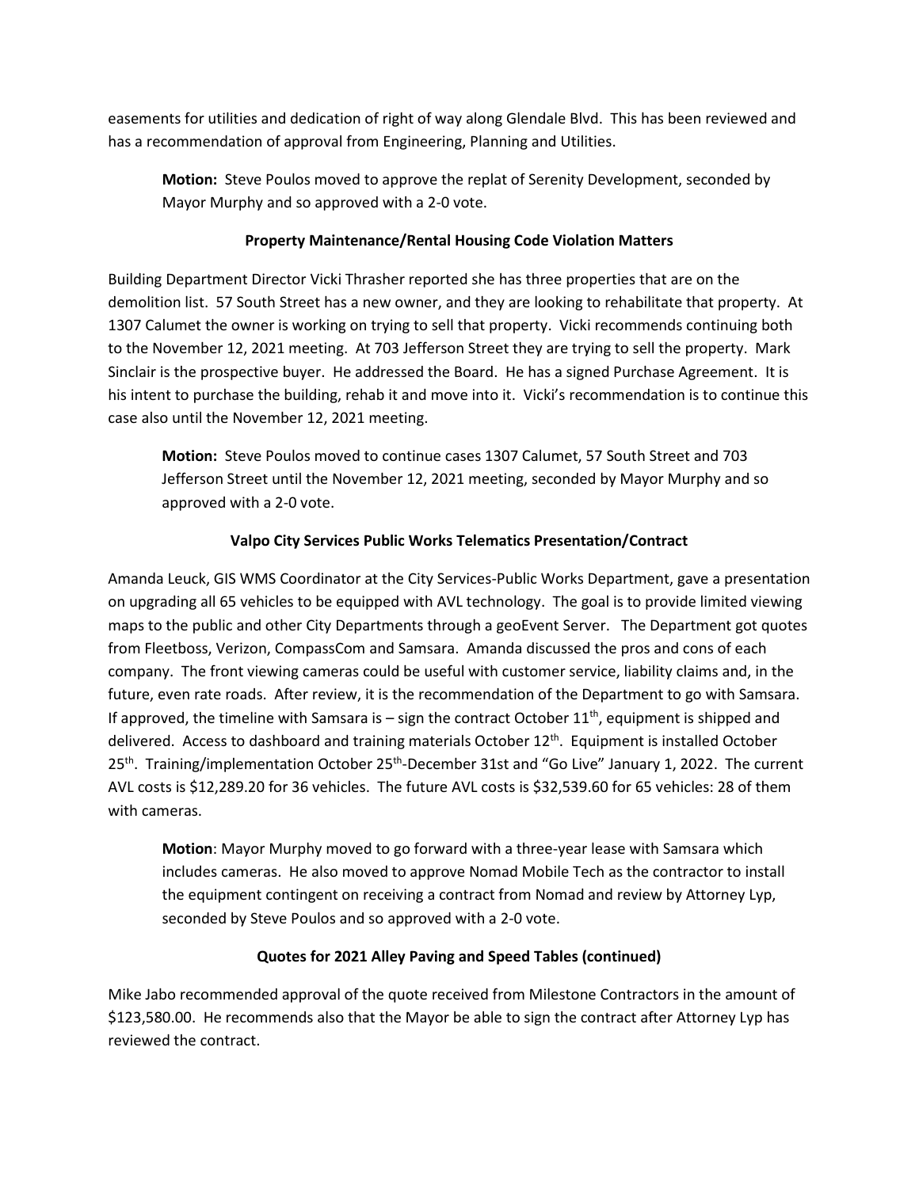easements for utilities and dedication of right of way along Glendale Blvd. This has been reviewed and has a recommendation of approval from Engineering, Planning and Utilities.

> **Motion:** Steve Poulos moved to approve the replat of Serenity Development, seconded by Mayor Murphy and so approved with a 2-0 vote.

**Property Maintenance/Rental Housing Code Violation Matters**

Building Department Director Vicki Thrasher reported she has three properties that are on the demolition list. 57 South Street has a new owner, and they are looking to rehabilitate that property. At 1307 Calumet the owner is working on trying to sell that property. Vicki recommends continuing both to the November 12, 2021 meeting. At 703 Jefferson Street they are trying to sell the property. Mark Sinclair is the prospective buyer. He addressed the Board. He has a signed Purchase Agreement. It is his intent to purchase the building, rehab it and move into it. Vicki's recommendation is to continue this case also until the November 12, 2021 meeting.

> **Motion:** Steve Poulos moved to continue cases 1307 Calumet, 57 South Street and 703 Jefferson Street until the November 12, 2021 meeting, seconded by Mayor Murphy and so approved with a 2-0 vote.

**Valpo City Services Public Works Telematics Presentation/Contract**

Amanda Leuck, GIS WMS Coordinator at the City Services-Public Works Department, gave a presentation on upgrading all 65 vehicles to be equipped with AVL technology. The goal is to provide limited viewing maps to the public and other City Departments through a geoEvent Server. The Department got quotes from Fleetboss, Verizon, CompassCom and Samsara. Amanda discussed the pros and cons of each company. The front viewing cameras could be useful with customer service, liability claims and, in the future, even rate roads. After review, it is the recommendation of the Department to go with Samsara. If approved, the timeline with Samsara is – sign the contract October 11th, equipment is shipped and delivered. Access to dashboard and training materials October 12th. Equipment is installed October 25th. Training/implementation October 25th-December 31st and "Go Live" January 1, 2022. The current AVL costs is $12,289.20 for 36 vehicles. The future AVL costs is $32,539.60 for 65 vehicles: 28 of them with cameras.

> **Motion**: Mayor Murphy moved to go forward with a three-year lease with Samsara which includes cameras. He also moved to approve Nomad Mobile Tech as the contractor to install the equipment contingent on receiving a contract from Nomad and review by Attorney Lyp, seconded by Steve Poulos and so approved with a 2-0 vote.

**Quotes for 2021 Alley Paving and Speed Tables (continued)**

Mike Jabo recommended approval of the quote received from Milestone Contractors in the amount of $123,580.00. He recommends also that the Mayor be able to sign the contract after Attorney Lyp has reviewed the contract.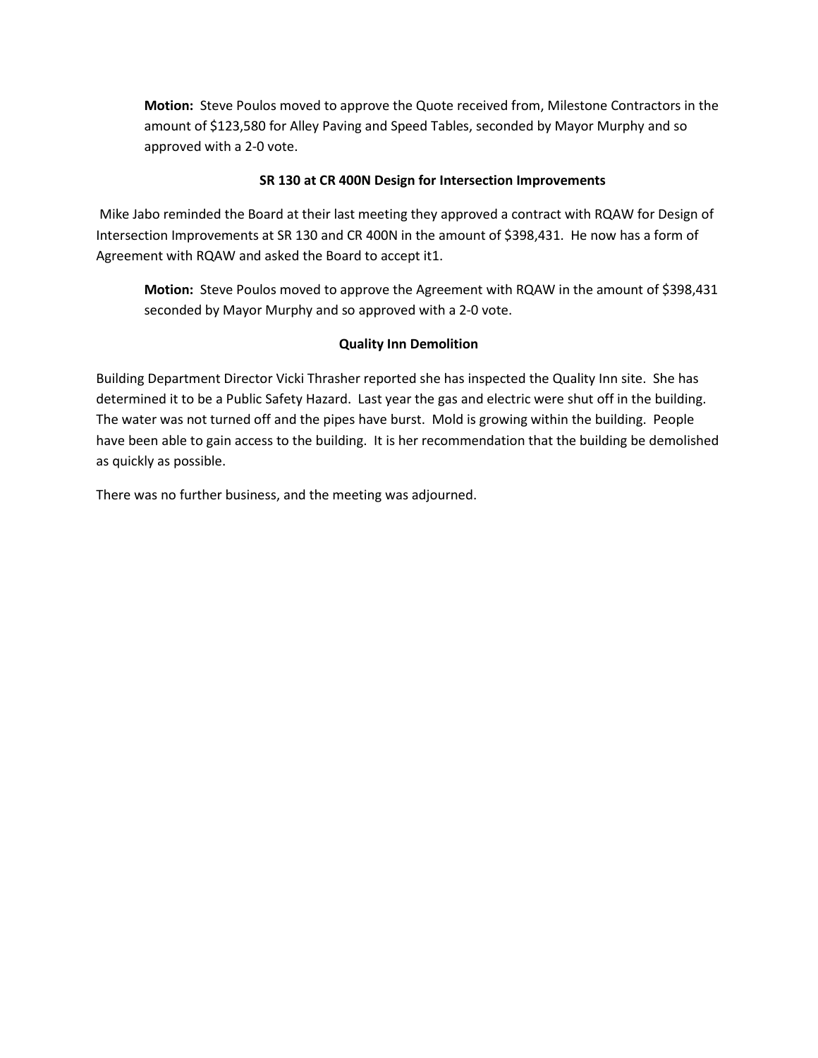**Motion:** Steve Poulos moved to approve the Quote received from, Milestone Contractors in the amount of $123,580 for Alley Paving and Speed Tables, seconded by Mayor Murphy and so approved with a 2-0 vote.

**SR 130 at CR 400N Design for Intersection Improvements**

Mike Jabo reminded the Board at their last meeting they approved a contract with RQAW for Design of Intersection Improvements at SR 130 and CR 400N in the amount of $398,431. He now has a form of Agreement with RQAW and asked the Board to accept it1.

**Motion:** Steve Poulos moved to approve the Agreement with RQAW in the amount of $398,431 seconded by Mayor Murphy and so approved with a 2-0 vote.

**Quality Inn Demolition**

Building Department Director Vicki Thrasher reported she has inspected the Quality Inn site. She has determined it to be a Public Safety Hazard. Last year the gas and electric were shut off in the building. The water was not turned off and the pipes have burst. Mold is growing within the building. People have been able to gain access to the building. It is her recommendation that the building be demolished as quickly as possible.

There was no further business, and the meeting was adjourned.